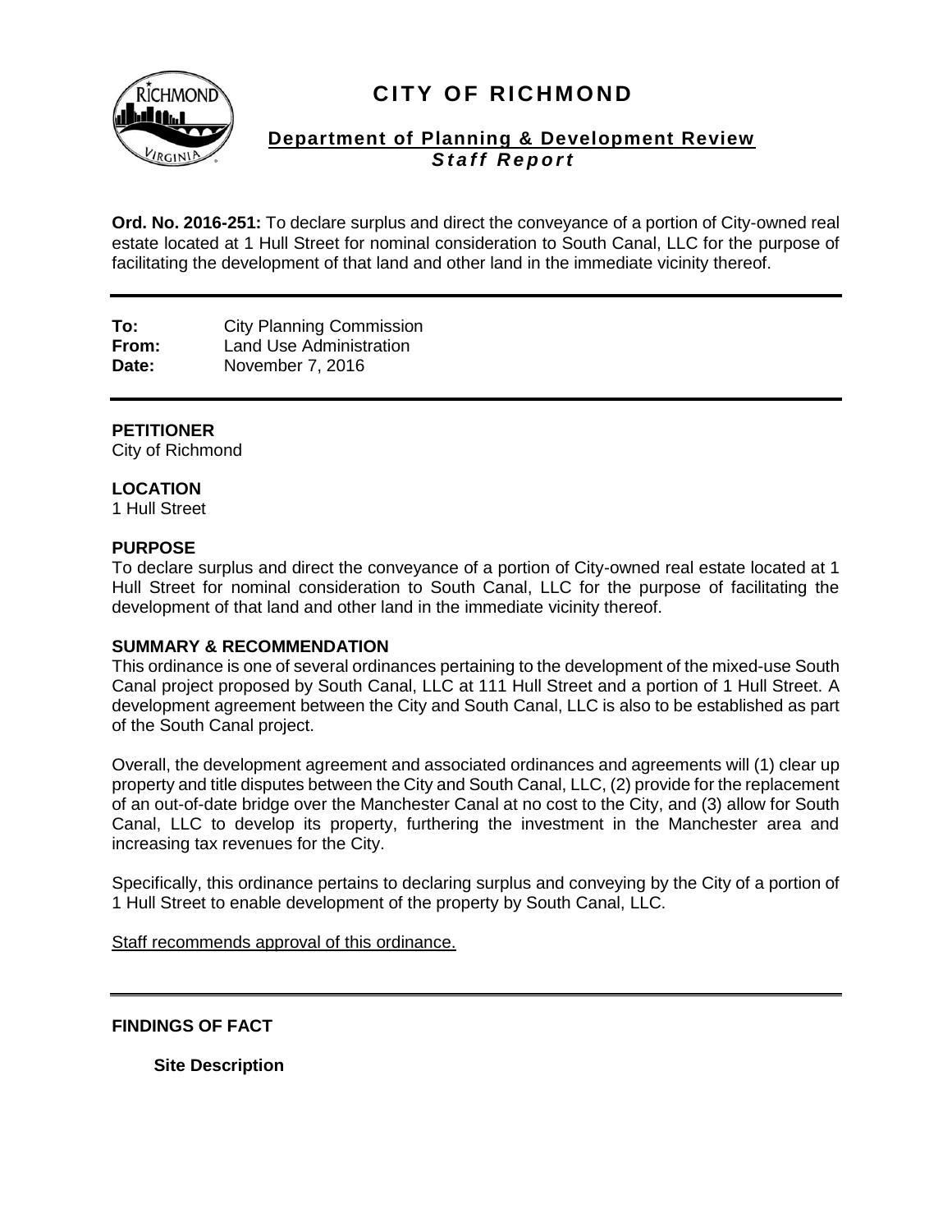# CITY OF RICHMOND

## Department of Planning & Development Review
### *Staff Report*

**Ord. No. 2016-251:** To declare surplus and direct the conveyance of a portion of City-owned real estate located at 1 Hull Street for nominal consideration to South Canal, LLC for the purpose of facilitating the development of that land and other land in the immediate vicinity thereof.

---

**To:** City Planning Commission
**From:** Land Use Administration
**Date:** November 7, 2016

---

**PETITIONER**
City of Richmond

**LOCATION**
1 Hull Street

**PURPOSE**
To declare surplus and direct the conveyance of a portion of City-owned real estate located at 1 Hull Street for nominal consideration to South Canal, LLC for the purpose of facilitating the development of that land and other land in the immediate vicinity thereof.

**SUMMARY & RECOMMENDATION**
This ordinance is one of several ordinances pertaining to the development of the mixed-use South Canal project proposed by South Canal, LLC at 111 Hull Street and a portion of 1 Hull Street. A development agreement between the City and South Canal, LLC is also to be established as part of the South Canal project.

Overall, the development agreement and associated ordinances and agreements will (1) clear up property and title disputes between the City and South Canal, LLC, (2) provide for the replacement of an out-of-date bridge over the Manchester Canal at no cost to the City, and (3) allow for South Canal, LLC to develop its property, furthering the investment in the Manchester area and increasing tax revenues for the City.

Specifically, this ordinance pertains to declaring surplus and conveying by the City of a portion of 1 Hull Street to enable development of the property by South Canal, LLC.

Staff recommends approval of this ordinance.

---

**FINDINGS OF FACT**

**Site Description**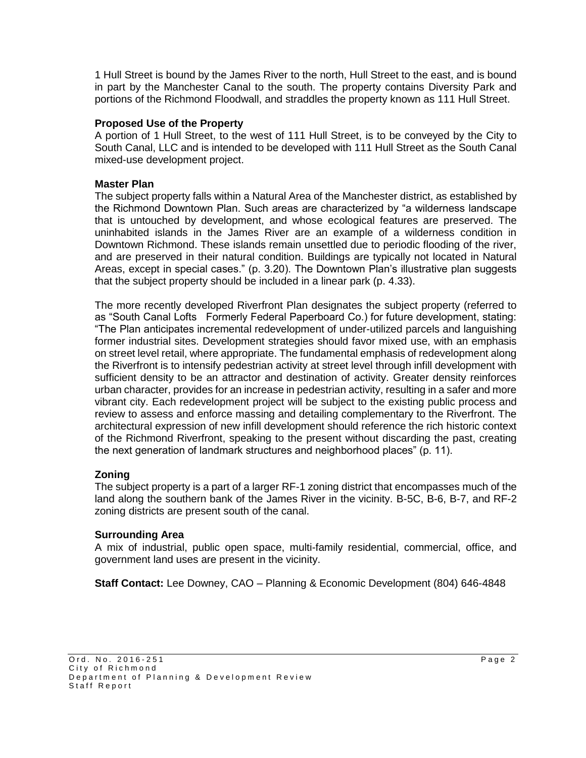1 Hull Street is bound by the James River to the north, Hull Street to the east, and is bound in part by the Manchester Canal to the south. The property contains Diversity Park and portions of the Richmond Floodwall, and straddles the property known as 111 Hull Street.

**Proposed Use of the Property**

A portion of 1 Hull Street, to the west of 111 Hull Street, is to be conveyed by the City to South Canal, LLC and is intended to be developed with 111 Hull Street as the South Canal mixed-use development project.

**Master Plan**

The subject property falls within a Natural Area of the Manchester district, as established by the Richmond Downtown Plan. Such areas are characterized by "a wilderness landscape that is untouched by development, and whose ecological features are preserved. The uninhabited islands in the James River are an example of a wilderness condition in Downtown Richmond. These islands remain unsettled due to periodic flooding of the river, and are preserved in their natural condition. Buildings are typically not located in Natural Areas, except in special cases." (p. 3.20). The Downtown Plan's illustrative plan suggests that the subject property should be included in a linear park (p. 4.33).

The more recently developed Riverfront Plan designates the subject property (referred to as "South Canal Lofts Formerly Federal Paperboard Co.) for future development, stating: "The Plan anticipates incremental redevelopment of under-utilized parcels and languishing former industrial sites. Development strategies should favor mixed use, with an emphasis on street level retail, where appropriate. The fundamental emphasis of redevelopment along the Riverfront is to intensify pedestrian activity at street level through infill development with sufficient density to be an attractor and destination of activity. Greater density reinforces urban character, provides for an increase in pedestrian activity, resulting in a safer and more vibrant city. Each redevelopment project will be subject to the existing public process and review to assess and enforce massing and detailing complementary to the Riverfront. The architectural expression of new infill development should reference the rich historic context of the Richmond Riverfront, speaking to the present without discarding the past, creating the next generation of landmark structures and neighborhood places" (p. 11).

**Zoning**

The subject property is a part of a larger RF-1 zoning district that encompasses much of the land along the southern bank of the James River in the vicinity. B-5C, B-6, B-7, and RF-2 zoning districts are present south of the canal.

**Surrounding Area**

A mix of industrial, public open space, multi-family residential, commercial, office, and government land uses are present in the vicinity.

**Staff Contact:** Lee Downey, CAO – Planning & Economic Development (804) 646-4848